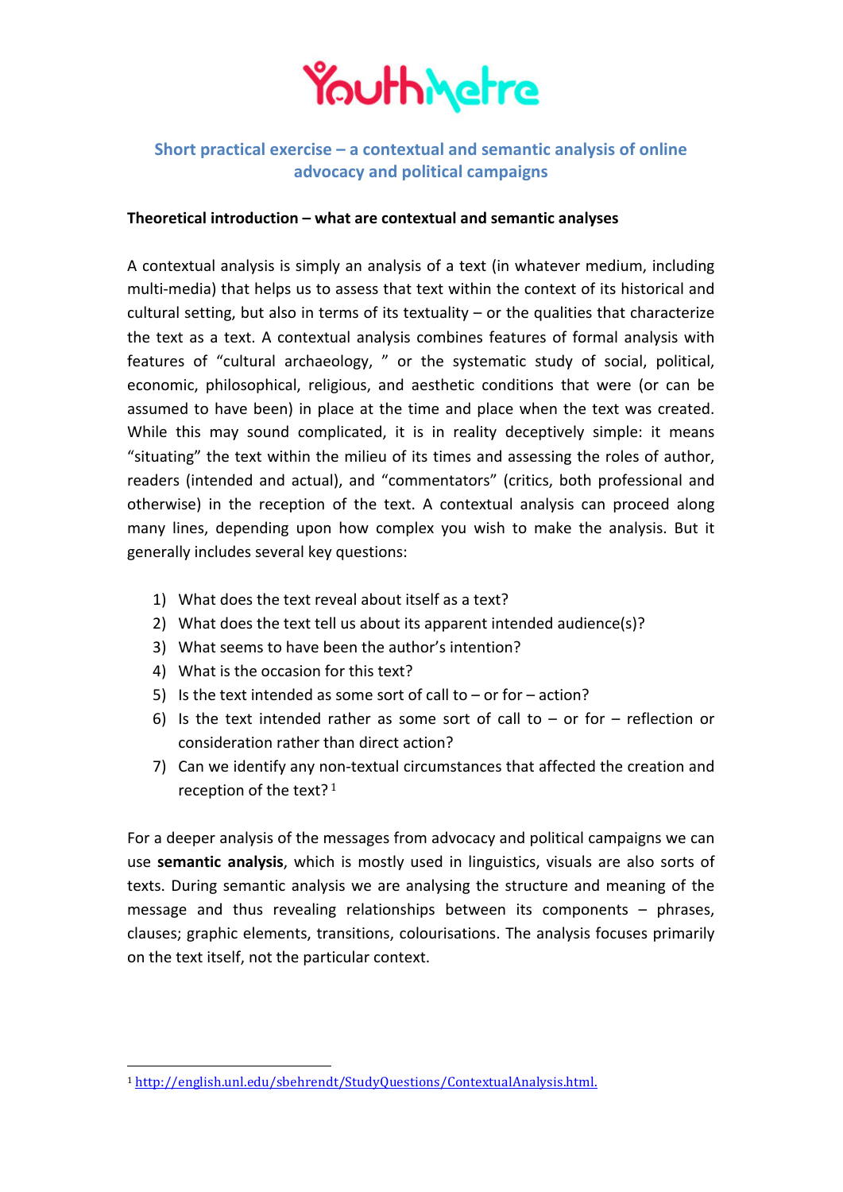# YouthMetre

## Short practical exercise – a contextual and semantic analysis of online advocacy and political campaigns

**Theoretical introduction – what are contextual and semantic analyses**

A contextual analysis is simply an analysis of a text (in whatever medium, including multi-media) that helps us to assess that text within the context of its historical and cultural setting, but also in terms of its textuality – or the qualities that characterize the text as a text. A contextual analysis combines features of formal analysis with features of "cultural archaeology, " or the systematic study of social, political, economic, philosophical, religious, and aesthetic conditions that were (or can be assumed to have been) in place at the time and place when the text was created. While this may sound complicated, it is in reality deceptively simple: it means "situating" the text within the milieu of its times and assessing the roles of author, readers (intended and actual), and "commentators" (critics, both professional and otherwise) in the reception of the text. A contextual analysis can proceed along many lines, depending upon how complex you wish to make the analysis. But it generally includes several key questions:

1) What does the text reveal about itself as a text?
2) What does the text tell us about its apparent intended audience(s)?
3) What seems to have been the author's intention?
4) What is the occasion for this text?
5) Is the text intended as some sort of call to – or for – action?
6) Is the text intended rather as some sort of call to – or for – reflection or consideration rather than direct action?
7) Can we identify any non-textual circumstances that affected the creation and reception of the text? [1]

For a deeper analysis of the messages from advocacy and political campaigns we can use **semantic analysis**, which is mostly used in linguistics, visuals are also sorts of texts. During semantic analysis we are analysing the structure and meaning of the message and thus revealing relationships between its components – phrases, clauses; graphic elements, transitions, colourisations. The analysis focuses primarily on the text itself, not the particular context.

[1] http://english.unl.edu/sbehrendt/StudyQuestions/ContextualAnalysis.html.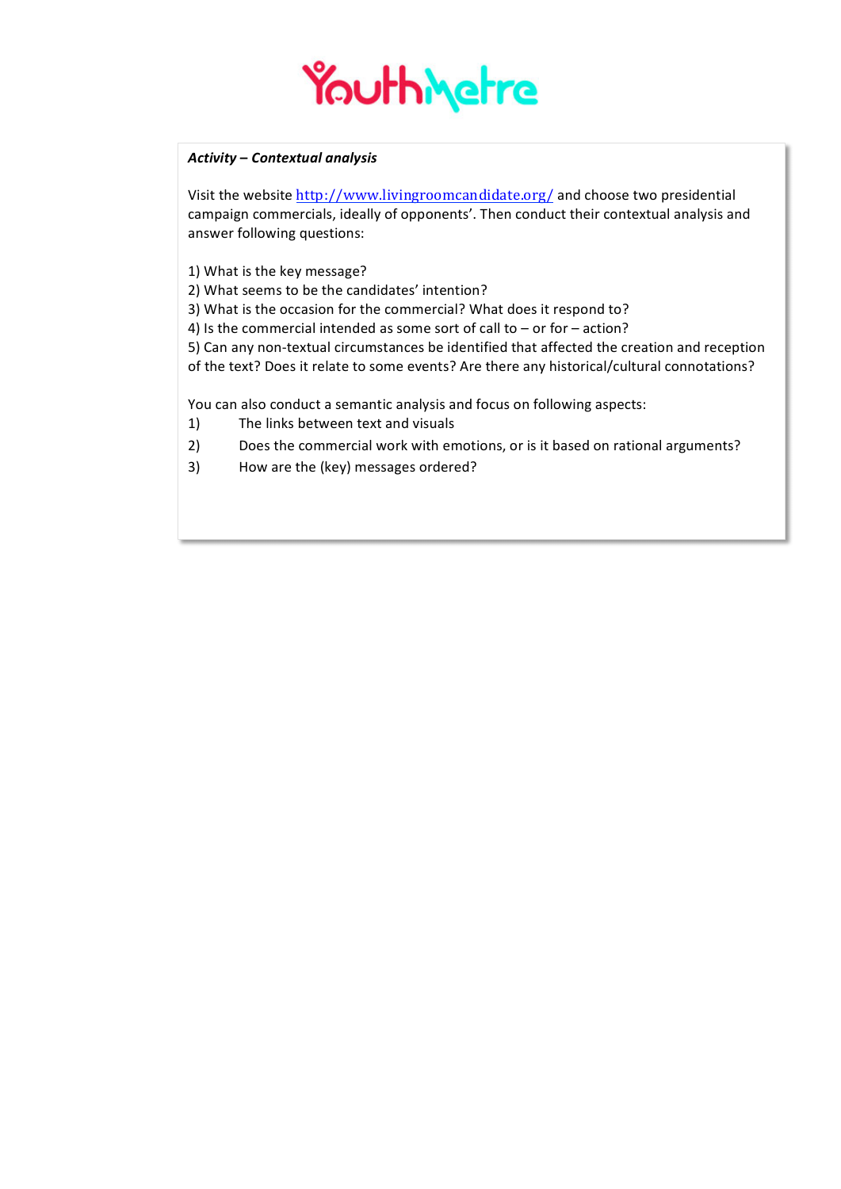***Activity – Contextual analysis***

Visit the website [http://www.livingroomcandidate.org/](http://www.livingroomcandidate.org/) and choose two presidential campaign commercials, ideally of opponents'. Then conduct their contextual analysis and answer following questions:

1) What is the key message?
2) What seems to be the candidates' intention?
3) What is the occasion for the commercial? What does it respond to?
4) Is the commercial intended as some sort of call to – or for – action?
5) Can any non-textual circumstances be identified that affected the creation and reception of the text? Does it relate to some events? Are there any historical/cultural connotations?

You can also conduct a semantic analysis and focus on following aspects:

1) The links between text and visuals
2) Does the commercial work with emotions, or is it based on rational arguments?
3) How are the (key) messages ordered?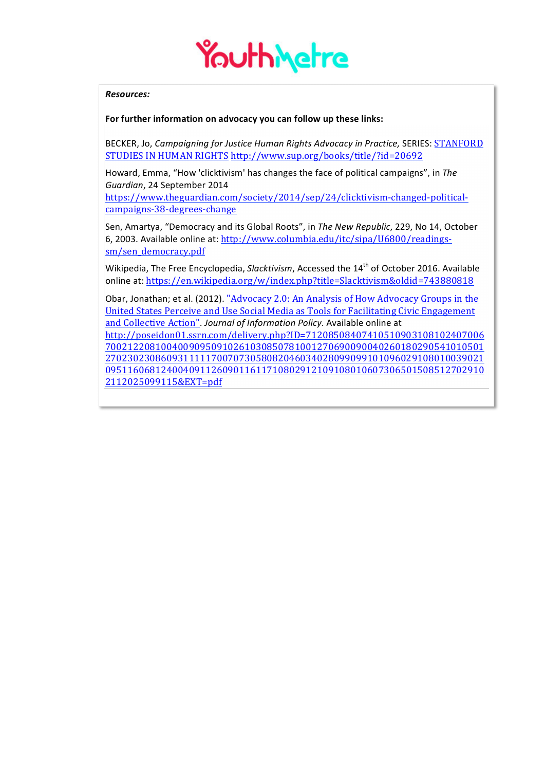***Resources:***

**For further information on advocacy you can follow up these links:**

BECKER, Jo, *Campaigning for Justice Human Rights Advocacy in Practice,* SERIES: STANFORD STUDIES IN HUMAN RIGHTS http://www.sup.org/books/title/?id=20692

Howard, Emma, "How 'clicktivism' has changes the face of political campaigns", in *The Guardian*, 24 September 2014 https://www.theguardian.com/society/2014/sep/24/clicktivism-changed-political-campaigns-38-degrees-change

Sen, Amartya, "Democracy and its Global Roots", in *The New Republic*, 229, No 14, October 6, 2003. Available online at: http://www.columbia.edu/itc/sipa/U6800/readings-sm/sen_democracy.pdf

Wikipedia, The Free Encyclopedia, *Slacktivism*, Accessed the 14th of October 2016. Available online at: https://en.wikipedia.org/w/index.php?title=Slacktivism&oldid=743880818

Obar, Jonathan; et al. (2012). "Advocacy 2.0: An Analysis of How Advocacy Groups in the United States Perceive and Use Social Media as Tools for Facilitating Civic Engagement and Collective Action". *Journal of Information Policy*. Available online at http://poseidon01.ssrn.com/delivery.php?ID=712085084074105109031081024070067002122081004009095091026103085078100127069009004026018029054101050127023023086093111117007073058082046034028099099101096029108010039021095116068124004091126090116117108029121091080106073065015085127029102112025099115&EXT=pdf